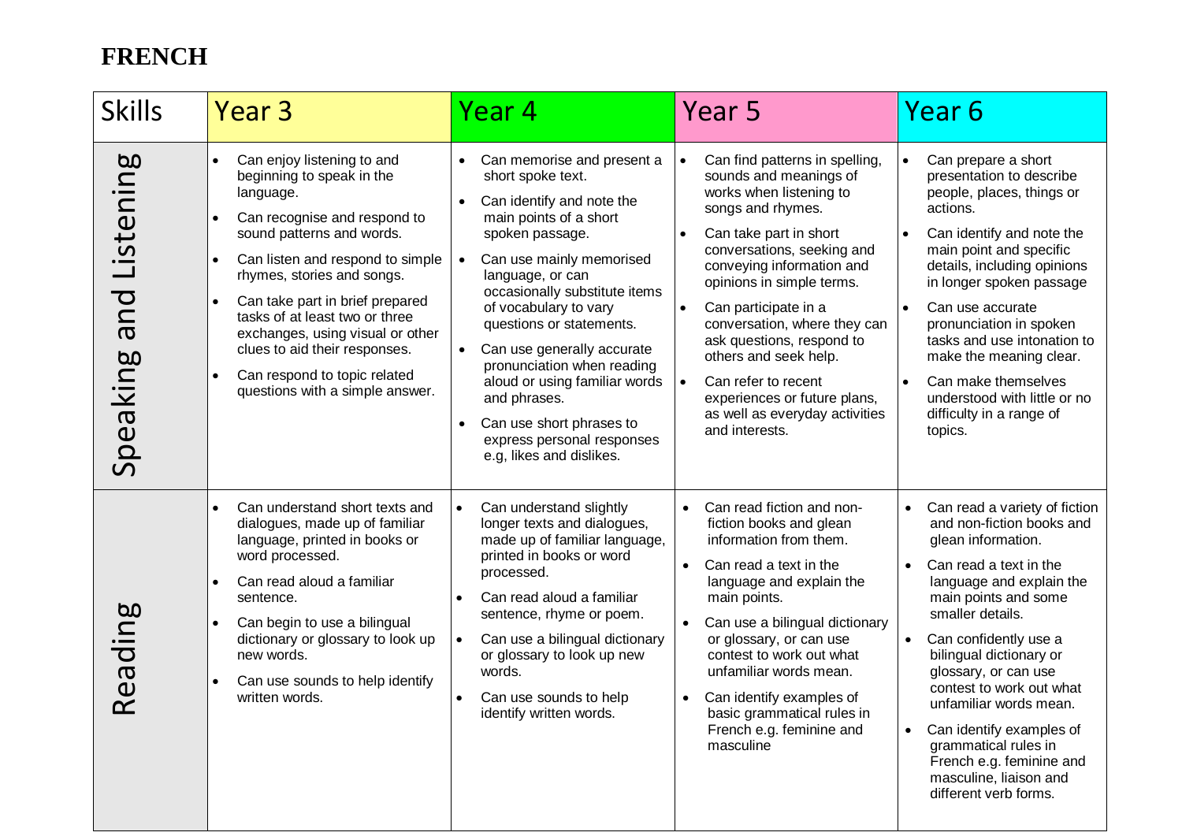# FRENCH

| Skills | Year 3 | Year 4 | Year 5 | Year 6 |
|---|---|---|---|---|
| Speaking and Listening | • Can enjoy listening to and beginning to speak in the language.<br>• Can recognise and respond to sound patterns and words.<br>• Can listen and respond to simple rhymes, stories and songs.<br>• Can take part in brief prepared tasks of at least two or three exchanges, using visual or other clues to aid their responses.<br>• Can respond to topic related questions with a simple answer. | • Can memorise and present a short spoke text.<br>• Can identify and note the main points of a short spoken passage.<br>• Can use mainly memorised language, or can occasionally substitute items of vocabulary to vary questions or statements.<br>• Can use generally accurate pronunciation when reading aloud or using familiar words and phrases.<br>• Can use short phrases to express personal responses e.g, likes and dislikes. | • Can find patterns in spelling, sounds and meanings of works when listening to songs and rhymes.<br>• Can take part in short conversations, seeking and conveying information and opinions in simple terms.<br>• Can participate in a conversation, where they can ask questions, respond to others and seek help.<br>• Can refer to recent experiences or future plans, as well as everyday activities and interests. | • Can prepare a short presentation to describe people, places, things or actions.<br>• Can identify and note the main point and specific details, including opinions in longer spoken passage<br>• Can use accurate pronunciation in spoken tasks and use intonation to make the meaning clear.<br>• Can make themselves understood with little or no difficulty in a range of topics. |
| Reading | • Can understand short texts and dialogues, made up of familiar language, printed in books or word processed.<br>• Can read aloud a familiar sentence.<br>• Can begin to use a bilingual dictionary or glossary to look up new words.<br>• Can use sounds to help identify written words. | • Can understand slightly longer texts and dialogues, made up of familiar language, printed in books or word processed.<br>• Can read aloud a familiar sentence, rhyme or poem.<br>• Can use a bilingual dictionary or glossary to look up new words.<br>• Can use sounds to help identify written words. | • Can read fiction and non-fiction books and glean information from them.<br>• Can read a text in the language and explain the main points.<br>• Can use a bilingual dictionary or glossary, or can use contest to work out what unfamiliar words mean.<br>• Can identify examples of basic grammatical rules in French e.g. feminine and masculine | • Can read a variety of fiction and non-fiction books and glean information.<br>• Can read a text in the language and explain the main points and some smaller details.<br>• Can confidently use a bilingual dictionary or glossary, or can use contest to work out what unfamiliar words mean.<br>• Can identify examples of grammatical rules in French e.g. feminine and masculine, liaison and different verb forms. |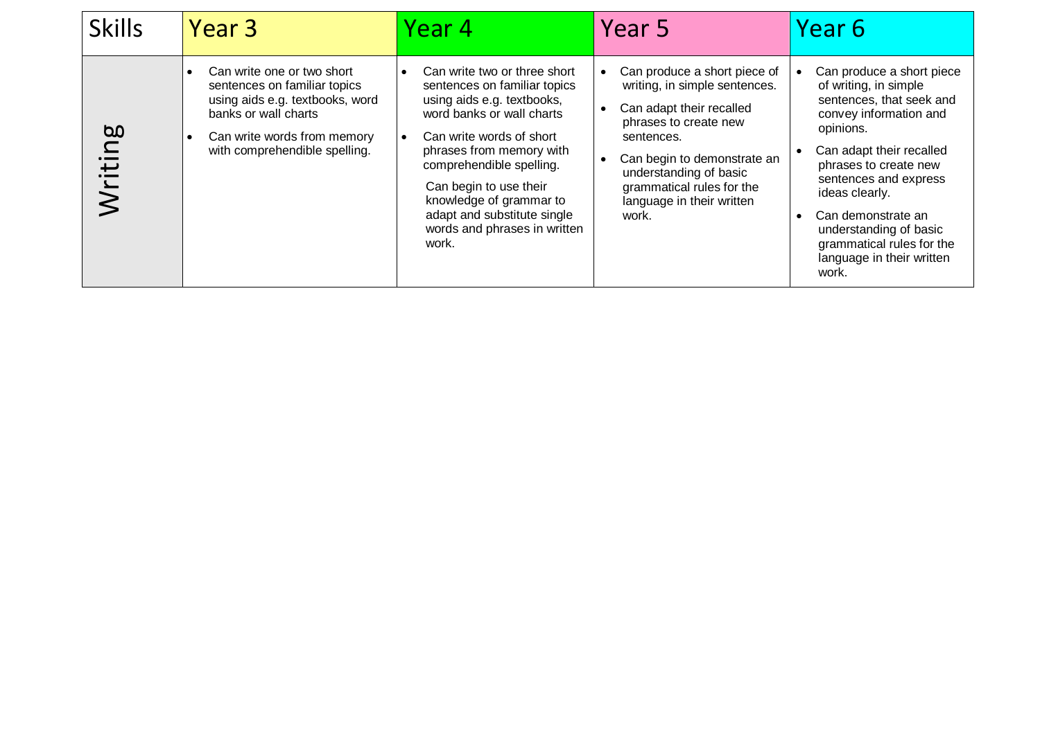| Skills | Year 3 | Year 4 | Year 5 | Year 6 |
|---|---|---|---|---|
| Writing | • Can write one or two short sentences on familiar topics using aids e.g. textbooks, word banks or wall charts<br>• Can write words from memory with comprehendible spelling. | • Can write two or three short sentences on familiar topics using aids e.g. textbooks, word banks or wall charts<br>• Can write words of short phrases from memory with comprehendible spelling.<br>Can begin to use their knowledge of grammar to adapt and substitute single words and phrases in written work. | • Can produce a short piece of writing, in simple sentences.<br>• Can adapt their recalled phrases to create new sentences.<br>• Can begin to demonstrate an understanding of basic grammatical rules for the language in their written work. | • Can produce a short piece of writing, in simple sentences, that seek and convey information and opinions.<br>• Can adapt their recalled phrases to create new sentences and express ideas clearly.<br>• Can demonstrate an understanding of basic grammatical rules for the language in their written work. |